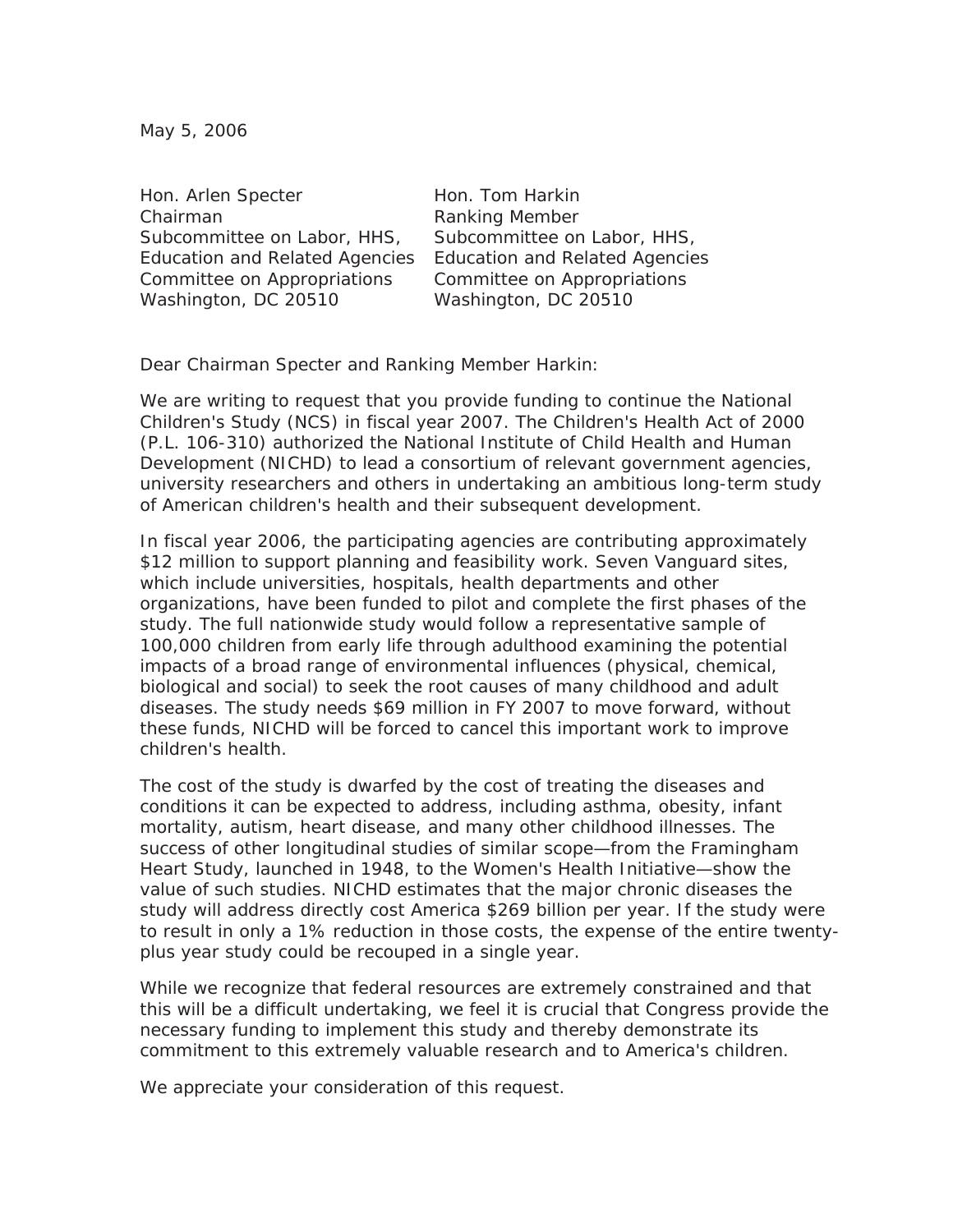May 5, 2006

Hon. Arlen Specter
Chairman
Subcommittee on Labor, HHS,
Education and Related Agencies
Committee on Appropriations
Washington, DC 20510

Hon. Tom Harkin
Ranking Member
Subcommittee on Labor, HHS,
Education and Related Agencies
Committee on Appropriations
Washington, DC 20510

Dear Chairman Specter and Ranking Member Harkin:

We are writing to request that you provide funding to continue the National Children's Study (NCS) in fiscal year 2007. The Children's Health Act of 2000 (P.L. 106-310) authorized the National Institute of Child Health and Human Development (NICHD) to lead a consortium of relevant government agencies, university researchers and others in undertaking an ambitious long-term study of American children's health and their subsequent development.

In fiscal year 2006, the participating agencies are contributing approximately $12 million to support planning and feasibility work. Seven Vanguard sites, which include universities, hospitals, health departments and other organizations, have been funded to pilot and complete the first phases of the study. The full nationwide study would follow a representative sample of 100,000 children from early life through adulthood examining the potential impacts of a broad range of environmental influences (physical, chemical, biological and social) to seek the root causes of many childhood and adult diseases. The study needs $69 million in FY 2007 to move forward, without these funds, NICHD will be forced to cancel this important work to improve children's health.

The cost of the study is dwarfed by the cost of treating the diseases and conditions it can be expected to address, including asthma, obesity, infant mortality, autism, heart disease, and many other childhood illnesses. The success of other longitudinal studies of similar scope—from the Framingham Heart Study, launched in 1948, to the Women's Health Initiative—show the value of such studies. NICHD estimates that the major chronic diseases the study will address directly cost America $269 billion per year. If the study were to result in only a 1% reduction in those costs, the expense of the entire twenty-plus year study could be recouped in a single year.

While we recognize that federal resources are extremely constrained and that this will be a difficult undertaking, we feel it is crucial that Congress provide the necessary funding to implement this study and thereby demonstrate its commitment to this extremely valuable research and to America's children.

We appreciate your consideration of this request.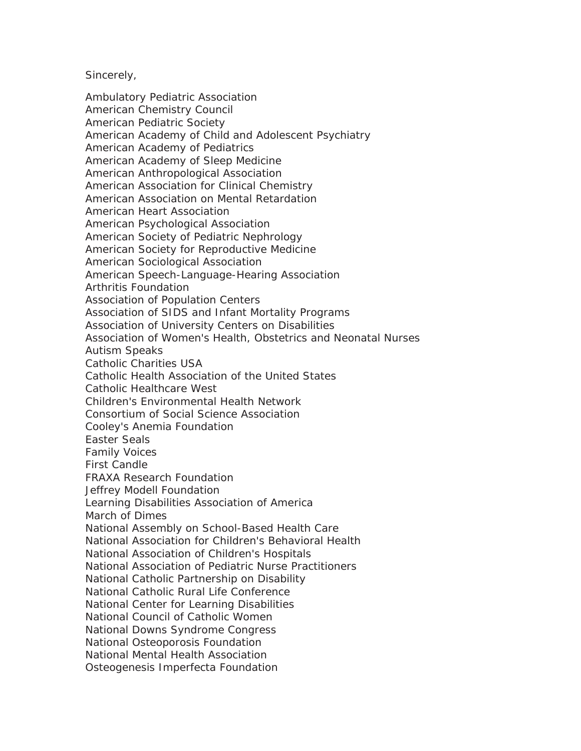Sincerely,

Ambulatory Pediatric Association
American Chemistry Council
American Pediatric Society
American Academy of Child and Adolescent Psychiatry
American Academy of Pediatrics
American Academy of Sleep Medicine
American Anthropological Association
American Association for Clinical Chemistry
American Association on Mental Retardation
American Heart Association
American Psychological Association
American Society of Pediatric Nephrology
American Society for Reproductive Medicine
American Sociological Association
American Speech-Language-Hearing Association
Arthritis Foundation
Association of Population Centers
Association of SIDS and Infant Mortality Programs
Association of University Centers on Disabilities
Association of Women's Health, Obstetrics and Neonatal Nurses
Autism Speaks
Catholic Charities USA
Catholic Health Association of the United States
Catholic Healthcare West
Children's Environmental Health Network
Consortium of Social Science Association
Cooley's Anemia Foundation
Easter Seals
Family Voices
First Candle
FRAXA Research Foundation
Jeffrey Modell Foundation
Learning Disabilities Association of America
March of Dimes
National Assembly on School-Based Health Care
National Association for Children's Behavioral Health
National Association of Children's Hospitals
National Association of Pediatric Nurse Practitioners
National Catholic Partnership on Disability
National Catholic Rural Life Conference
National Center for Learning Disabilities
National Council of Catholic Women
National Downs Syndrome Congress
National Osteoporosis Foundation
National Mental Health Association
Osteogenesis Imperfecta Foundation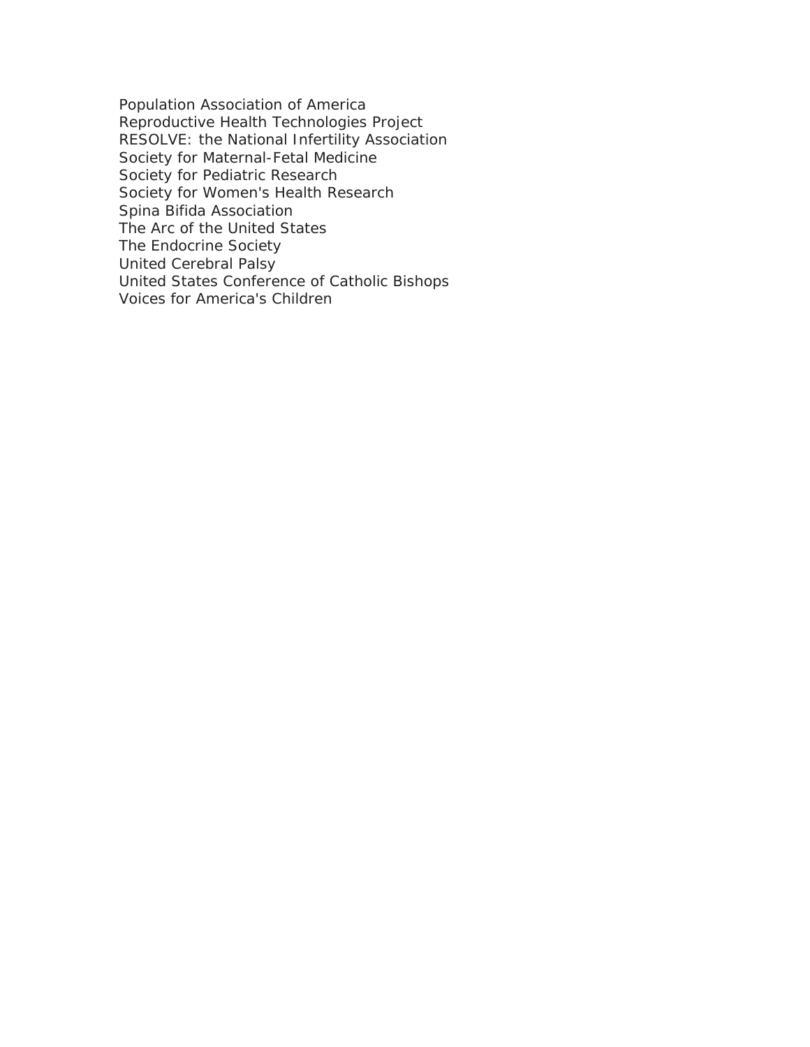Population Association of America
Reproductive Health Technologies Project
RESOLVE: the National Infertility Association
Society for Maternal-Fetal Medicine
Society for Pediatric Research
Society for Women's Health Research
Spina Bifida Association
The Arc of the United States
The Endocrine Society
United Cerebral Palsy
United States Conference of Catholic Bishops
Voices for America's Children